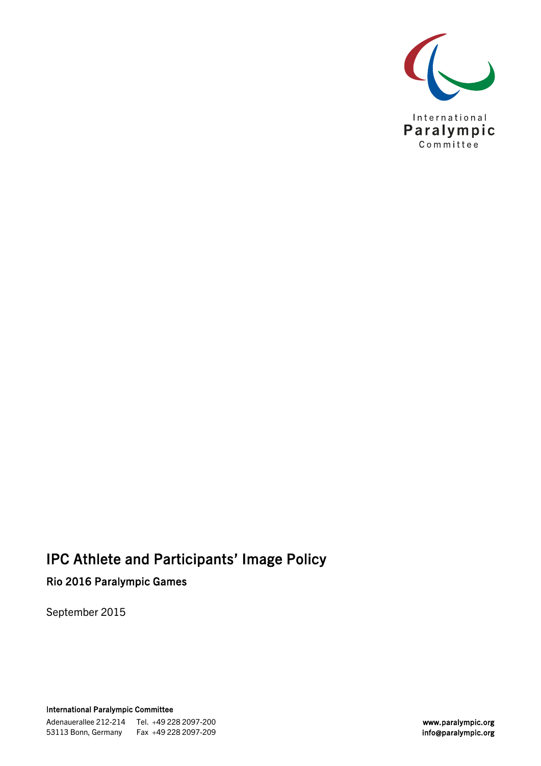International Paralympic Committee

# IPC Athlete and Participants' Image Policy

## Rio 2016 Paralympic Games

September 2015

**International Paralympic Committee**

Adenauerallee 212-214
53113 Bonn, Germany

Tel. +49 228 2097-200
Fax +49 228 2097-209

**www.paralympic.org**
**info@paralympic.org**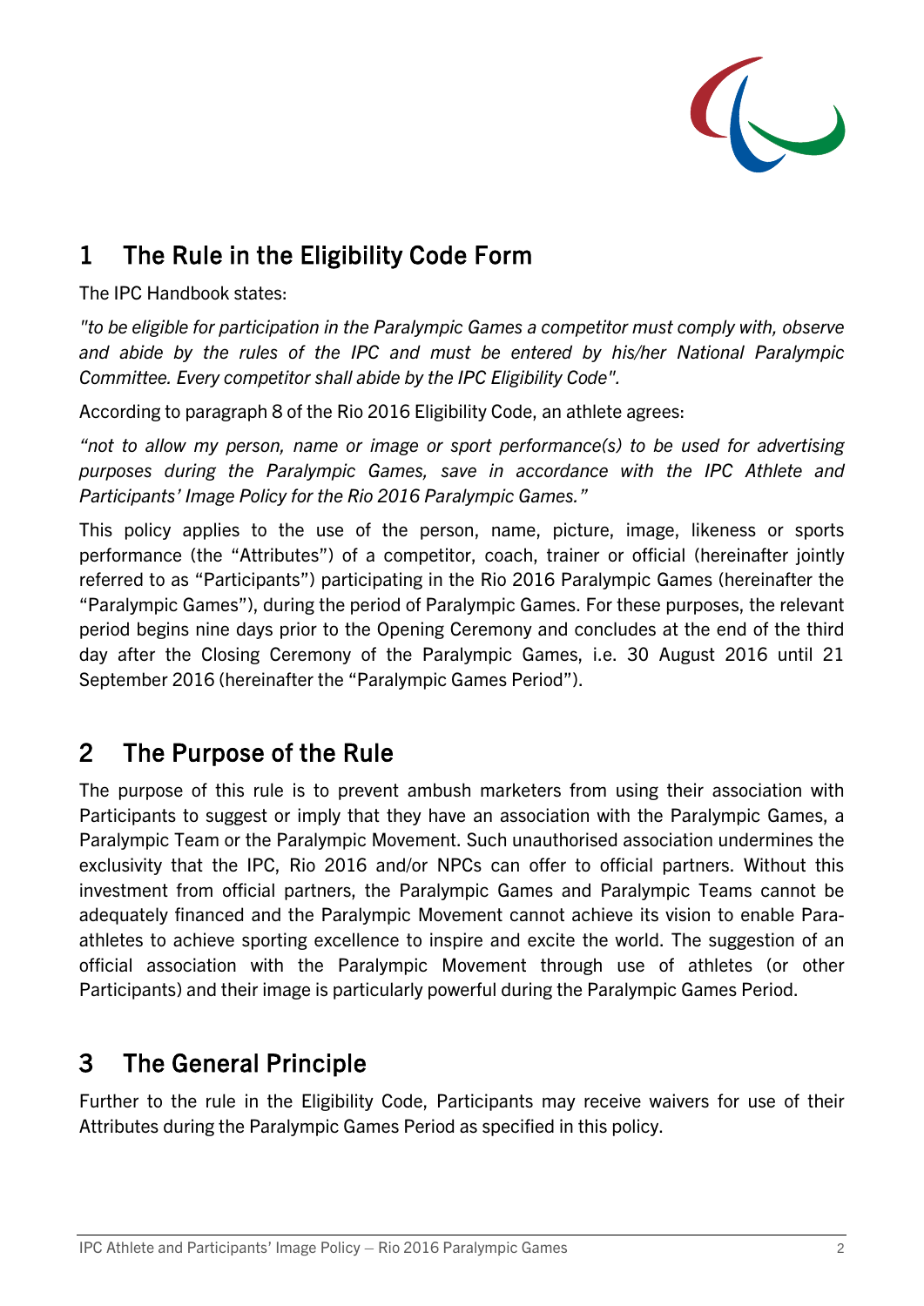## 1 The Rule in the Eligibility Code Form

The IPC Handbook states:

*"to be eligible for participation in the Paralympic Games a competitor must comply with, observe and abide by the rules of the IPC and must be entered by his/her National Paralympic Committee. Every competitor shall abide by the IPC Eligibility Code".*

According to paragraph 8 of the Rio 2016 Eligibility Code, an athlete agrees:

*"not to allow my person, name or image or sport performance(s) to be used for advertising purposes during the Paralympic Games, save in accordance with the IPC Athlete and Participants' Image Policy for the Rio 2016 Paralympic Games."*

This policy applies to the use of the person, name, picture, image, likeness or sports performance (the "Attributes") of a competitor, coach, trainer or official (hereinafter jointly referred to as "Participants") participating in the Rio 2016 Paralympic Games (hereinafter the "Paralympic Games"), during the period of Paralympic Games. For these purposes, the relevant period begins nine days prior to the Opening Ceremony and concludes at the end of the third day after the Closing Ceremony of the Paralympic Games, i.e. 30 August 2016 until 21 September 2016 (hereinafter the "Paralympic Games Period").

## 2 The Purpose of the Rule

The purpose of this rule is to prevent ambush marketers from using their association with Participants to suggest or imply that they have an association with the Paralympic Games, a Paralympic Team or the Paralympic Movement. Such unauthorised association undermines the exclusivity that the IPC, Rio 2016 and/or NPCs can offer to official partners. Without this investment from official partners, the Paralympic Games and Paralympic Teams cannot be adequately financed and the Paralympic Movement cannot achieve its vision to enable Para-athletes to achieve sporting excellence to inspire and excite the world. The suggestion of an official association with the Paralympic Movement through use of athletes (or other Participants) and their image is particularly powerful during the Paralympic Games Period.

## 3 The General Principle

Further to the rule in the Eligibility Code, Participants may receive waivers for use of their Attributes during the Paralympic Games Period as specified in this policy.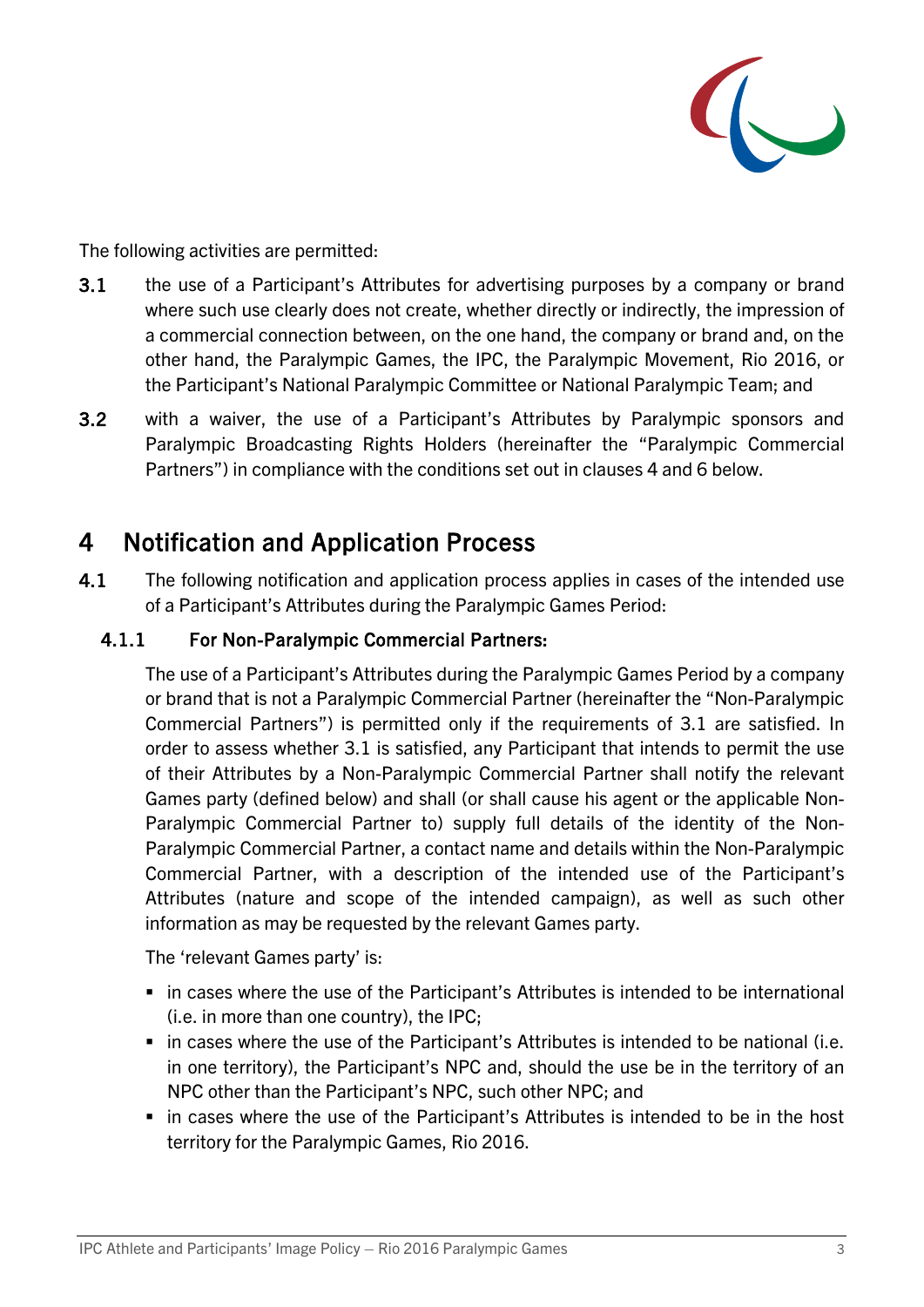The following activities are permitted:

**3.1** the use of a Participant's Attributes for advertising purposes by a company or brand where such use clearly does not create, whether directly or indirectly, the impression of a commercial connection between, on the one hand, the company or brand and, on the other hand, the Paralympic Games, the IPC, the Paralympic Movement, Rio 2016, or the Participant's National Paralympic Committee or National Paralympic Team; and

**3.2** with a waiver, the use of a Participant's Attributes by Paralympic sponsors and Paralympic Broadcasting Rights Holders (hereinafter the "Paralympic Commercial Partners") in compliance with the conditions set out in clauses 4 and 6 below.

## 4 Notification and Application Process

**4.1** The following notification and application process applies in cases of the intended use of a Participant's Attributes during the Paralympic Games Period:

### 4.1.1 For Non-Paralympic Commercial Partners:

The use of a Participant's Attributes during the Paralympic Games Period by a company or brand that is not a Paralympic Commercial Partner (hereinafter the "Non-Paralympic Commercial Partners") is permitted only if the requirements of 3.1 are satisfied. In order to assess whether 3.1 is satisfied, any Participant that intends to permit the use of their Attributes by a Non-Paralympic Commercial Partner shall notify the relevant Games party (defined below) and shall (or shall cause his agent or the applicable Non-Paralympic Commercial Partner to) supply full details of the identity of the Non-Paralympic Commercial Partner, a contact name and details within the Non-Paralympic Commercial Partner, with a description of the intended use of the Participant's Attributes (nature and scope of the intended campaign), as well as such other information as may be requested by the relevant Games party.

The 'relevant Games party' is:

- in cases where the use of the Participant's Attributes is intended to be international (i.e. in more than one country), the IPC;
- in cases where the use of the Participant's Attributes is intended to be national (i.e. in one territory), the Participant's NPC and, should the use be in the territory of an NPC other than the Participant's NPC, such other NPC; and
- in cases where the use of the Participant's Attributes is intended to be in the host territory for the Paralympic Games, Rio 2016.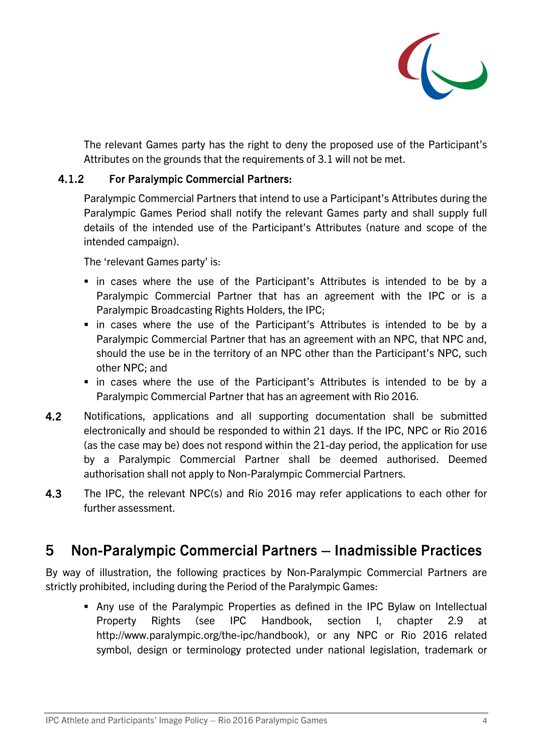The relevant Games party has the right to deny the proposed use of the Participant's Attributes on the grounds that the requirements of 3.1 will not be met.

#### 4.1.2 For Paralympic Commercial Partners:

Paralympic Commercial Partners that intend to use a Participant's Attributes during the Paralympic Games Period shall notify the relevant Games party and shall supply full details of the intended use of the Participant's Attributes (nature and scope of the intended campaign).

The 'relevant Games party' is:

- in cases where the use of the Participant's Attributes is intended to be by a Paralympic Commercial Partner that has an agreement with the IPC or is a Paralympic Broadcasting Rights Holders, the IPC;
- in cases where the use of the Participant's Attributes is intended to be by a Paralympic Commercial Partner that has an agreement with an NPC, that NPC and, should the use be in the territory of an NPC other than the Participant's NPC, such other NPC; and
- in cases where the use of the Participant's Attributes is intended to be by a Paralympic Commercial Partner that has an agreement with Rio 2016.

**4.2** Notifications, applications and all supporting documentation shall be submitted electronically and should be responded to within 21 days. If the IPC, NPC or Rio 2016 (as the case may be) does not respond within the 21-day period, the application for use by a Paralympic Commercial Partner shall be deemed authorised. Deemed authorisation shall not apply to Non-Paralympic Commercial Partners.

**4.3** The IPC, the relevant NPC(s) and Rio 2016 may refer applications to each other for further assessment.

## 5 Non-Paralympic Commercial Partners – Inadmissible Practices

By way of illustration, the following practices by Non-Paralympic Commercial Partners are strictly prohibited, including during the Period of the Paralympic Games:

- Any use of the Paralympic Properties as defined in the IPC Bylaw on Intellectual Property Rights (see IPC Handbook, section I, chapter 2.9 at http://www.paralympic.org/the-ipc/handbook), or any NPC or Rio 2016 related symbol, design or terminology protected under national legislation, trademark or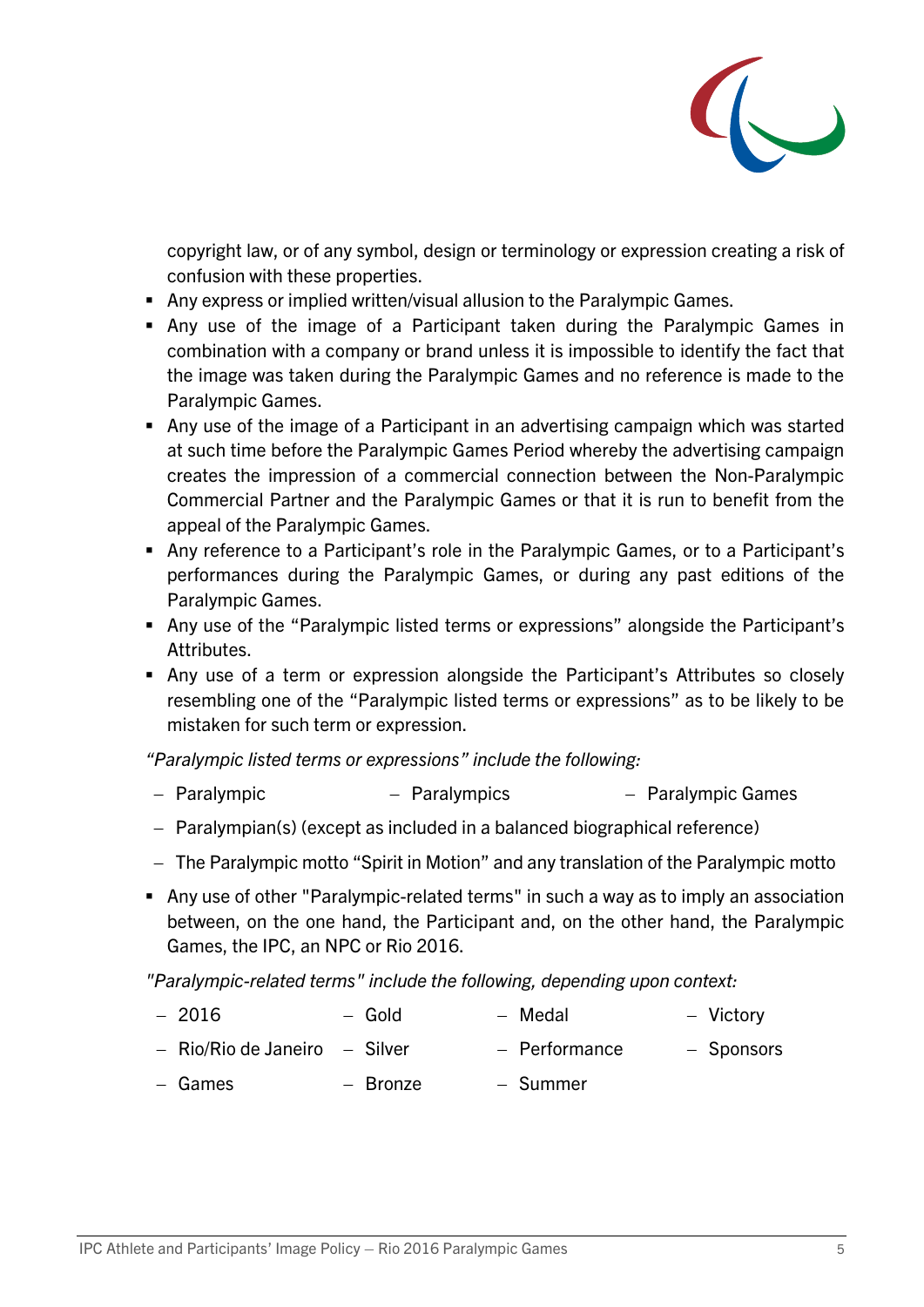copyright law, or of any symbol, design or terminology or expression creating a risk of confusion with these properties.

- Any express or implied written/visual allusion to the Paralympic Games.
- Any use of the image of a Participant taken during the Paralympic Games in combination with a company or brand unless it is impossible to identify the fact that the image was taken during the Paralympic Games and no reference is made to the Paralympic Games.
- Any use of the image of a Participant in an advertising campaign which was started at such time before the Paralympic Games Period whereby the advertising campaign creates the impression of a commercial connection between the Non-Paralympic Commercial Partner and the Paralympic Games or that it is run to benefit from the appeal of the Paralympic Games.
- Any reference to a Participant's role in the Paralympic Games, or to a Participant's performances during the Paralympic Games, or during any past editions of the Paralympic Games.
- Any use of the "Paralympic listed terms or expressions" alongside the Participant's Attributes.
- Any use of a term or expression alongside the Participant's Attributes so closely resembling one of the "Paralympic listed terms or expressions" as to be likely to be mistaken for such term or expression.

*"Paralympic listed terms or expressions" include the following:*

- Paralympic
- Paralympics
- Paralympic Games
- Paralympian(s) (except as included in a balanced biographical reference)
- The Paralympic motto "Spirit in Motion" and any translation of the Paralympic motto

- Any use of other "Paralympic-related terms" in such a way as to imply an association between, on the one hand, the Participant and, on the other hand, the Paralympic Games, the IPC, an NPC or Rio 2016.

*"Paralympic-related terms" include the following, depending upon context:*

- 2016
- Gold
- Medal
- Victory
- Rio/Rio de Janeiro
- Silver
- Performance
- Sponsors
- Games
- Bronze
- Summer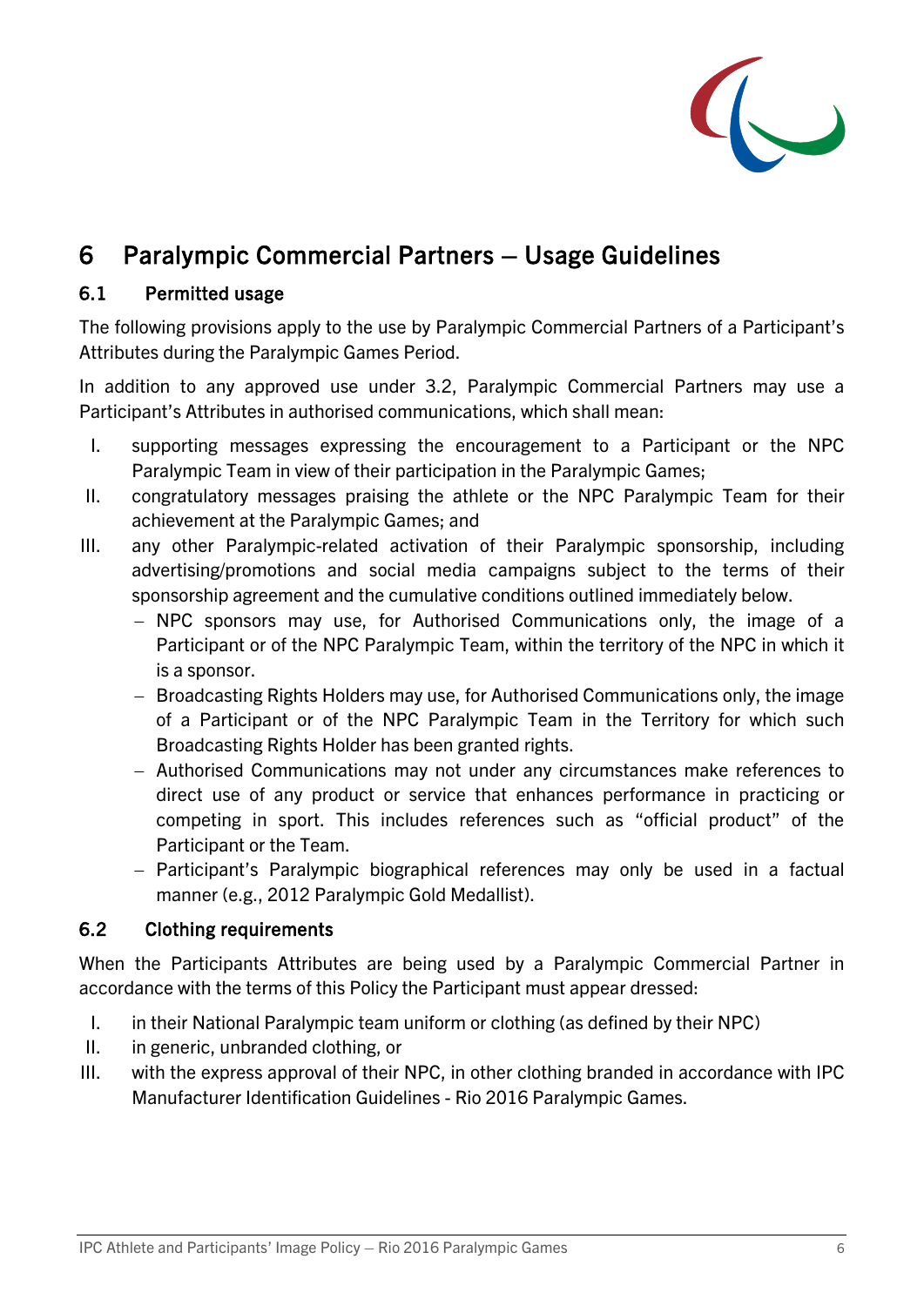# 6 Paralympic Commercial Partners – Usage Guidelines

## 6.1 Permitted usage

The following provisions apply to the use by Paralympic Commercial Partners of a Participant's Attributes during the Paralympic Games Period.

In addition to any approved use under 3.2, Paralympic Commercial Partners may use a Participant's Attributes in authorised communications, which shall mean:

I. supporting messages expressing the encouragement to a Participant or the NPC Paralympic Team in view of their participation in the Paralympic Games;

II. congratulatory messages praising the athlete or the NPC Paralympic Team for their achievement at the Paralympic Games; and

III. any other Paralympic-related activation of their Paralympic sponsorship, including advertising/promotions and social media campaigns subject to the terms of their sponsorship agreement and the cumulative conditions outlined immediately below.
   - NPC sponsors may use, for Authorised Communications only, the image of a Participant or of the NPC Paralympic Team, within the territory of the NPC in which it is a sponsor.
   - Broadcasting Rights Holders may use, for Authorised Communications only, the image of a Participant or of the NPC Paralympic Team in the Territory for which such Broadcasting Rights Holder has been granted rights.
   - Authorised Communications may not under any circumstances make references to direct use of any product or service that enhances performance in practicing or competing in sport. This includes references such as "official product" of the Participant or the Team.
   - Participant's Paralympic biographical references may only be used in a factual manner (e.g., 2012 Paralympic Gold Medallist).

## 6.2 Clothing requirements

When the Participants Attributes are being used by a Paralympic Commercial Partner in accordance with the terms of this Policy the Participant must appear dressed:

I. in their National Paralympic team uniform or clothing (as defined by their NPC)

II. in generic, unbranded clothing, or

III. with the express approval of their NPC, in other clothing branded in accordance with IPC Manufacturer Identification Guidelines - Rio 2016 Paralympic Games.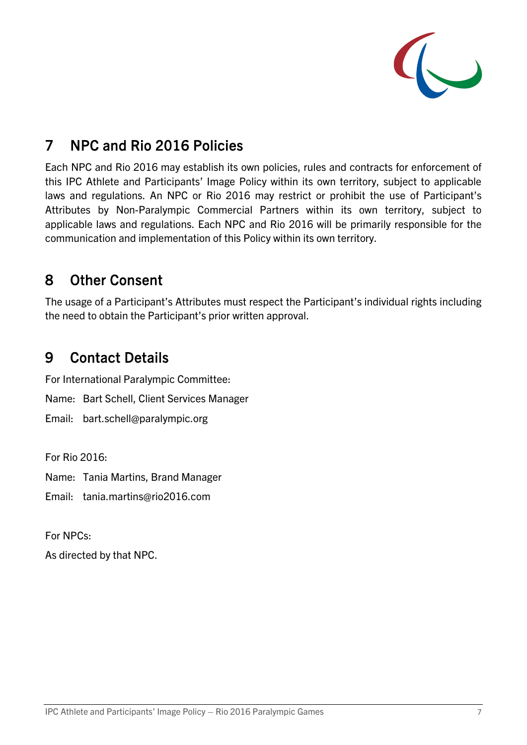## 7 NPC and Rio 2016 Policies

Each NPC and Rio 2016 may establish its own policies, rules and contracts for enforcement of this IPC Athlete and Participants' Image Policy within its own territory, subject to applicable laws and regulations. An NPC or Rio 2016 may restrict or prohibit the use of Participant's Attributes by Non-Paralympic Commercial Partners within its own territory, subject to applicable laws and regulations. Each NPC and Rio 2016 will be primarily responsible for the communication and implementation of this Policy within its own territory.

## 8 Other Consent

The usage of a Participant's Attributes must respect the Participant's individual rights including the need to obtain the Participant's prior written approval.

## 9 Contact Details

For International Paralympic Committee:

Name: Bart Schell, Client Services Manager

Email: bart.schell@paralympic.org

For Rio 2016:

Name: Tania Martins, Brand Manager

Email: tania.martins@rio2016.com

For NPCs:

As directed by that NPC.